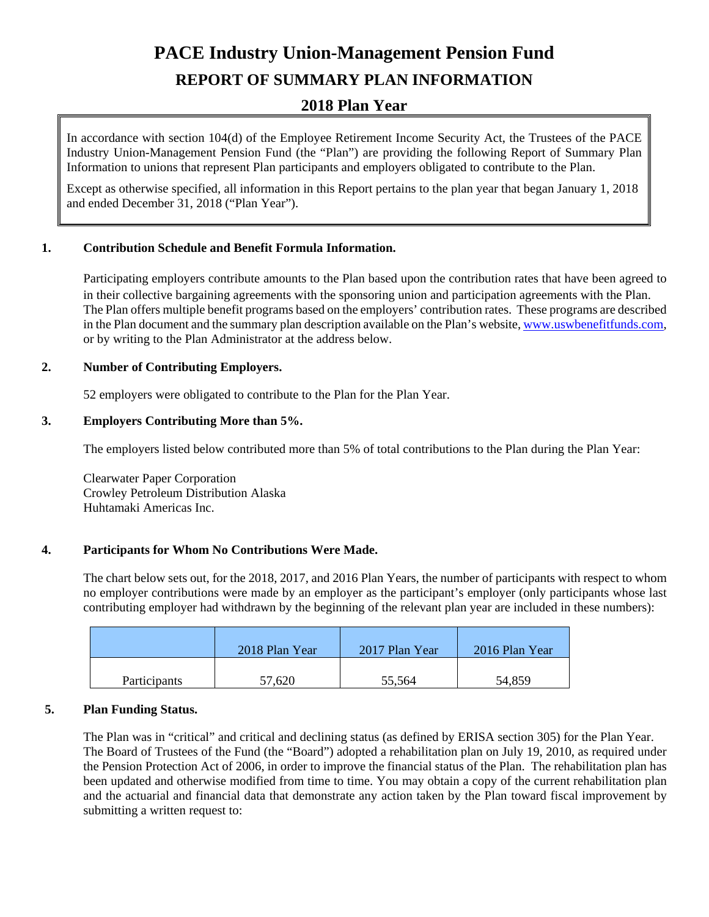# PACE Industry Union-Management Pension Fund

## REPORT OF SUMMARY PLAN INFORMATION

## 2018 Plan Year

In accordance with section 104(d) of the Employee Retirement Income Security Act, the Trustees of the PACE Industry Union-Management Pension Fund (the "Plan") are providing the following Report of Summary Plan Information to unions that represent Plan participants and employers obligated to contribute to the Plan.

Except as otherwise specified, all information in this Report pertains to the plan year that began January 1, 2018 and ended December 31, 2018 ("Plan Year").

**1. Contribution Schedule and Benefit Formula Information.**

Participating employers contribute amounts to the Plan based upon the contribution rates that have been agreed to in their collective bargaining agreements with the sponsoring union and participation agreements with the Plan. The Plan offers multiple benefit programs based on the employers' contribution rates. These programs are described in the Plan document and the summary plan description available on the Plan's website, www.uswbenefitfunds.com, or by writing to the Plan Administrator at the address below.

**2. Number of Contributing Employers.**

52 employers were obligated to contribute to the Plan for the Plan Year.

**3. Employers Contributing More than 5%.**

The employers listed below contributed more than 5% of total contributions to the Plan during the Plan Year:

Clearwater Paper Corporation
Crowley Petroleum Distribution Alaska
Huhtamaki Americas Inc.

**4. Participants for Whom No Contributions Were Made.**

The chart below sets out, for the 2018, 2017, and 2016 Plan Years, the number of participants with respect to whom no employer contributions were made by an employer as the participant's employer (only participants whose last contributing employer had withdrawn by the beginning of the relevant plan year are included in these numbers):

| | 2018 Plan Year | 2017 Plan Year | 2016 Plan Year |
|---|---|---|---|
| Participants | 57,620 | 55,564 | 54,859 |

**5. Plan Funding Status.**

The Plan was in "critical" and critical and declining status (as defined by ERISA section 305) for the Plan Year. The Board of Trustees of the Fund (the "Board") adopted a rehabilitation plan on July 19, 2010, as required under the Pension Protection Act of 2006, in order to improve the financial status of the Plan. The rehabilitation plan has been updated and otherwise modified from time to time. You may obtain a copy of the current rehabilitation plan and the actuarial and financial data that demonstrate any action taken by the Plan toward fiscal improvement by submitting a written request to: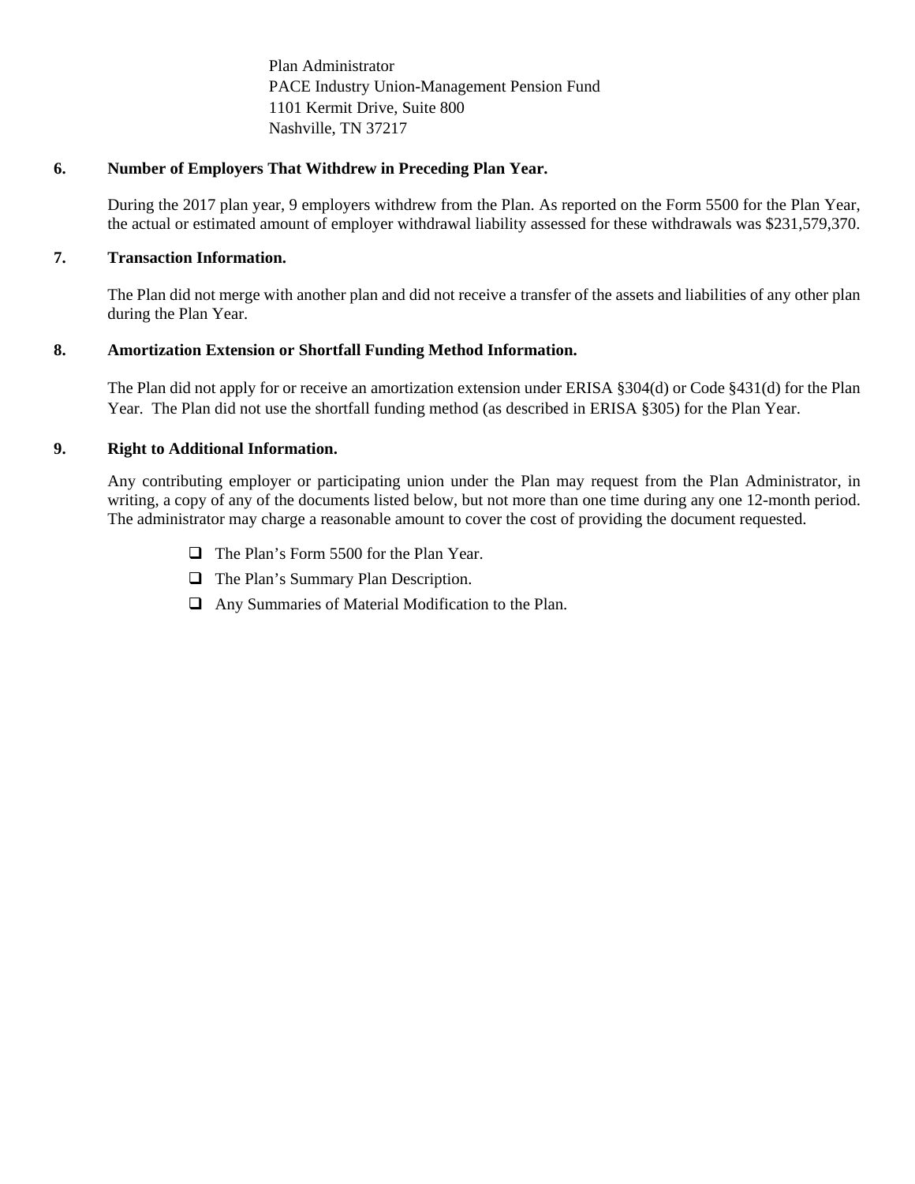Plan Administrator
PACE Industry Union-Management Pension Fund
1101 Kermit Drive, Suite 800
Nashville, TN 37217

**6. Number of Employers That Withdrew in Preceding Plan Year.**

During the 2017 plan year, 9 employers withdrew from the Plan. As reported on the Form 5500 for the Plan Year, the actual or estimated amount of employer withdrawal liability assessed for these withdrawals was $231,579,370.

**7. Transaction Information.**

The Plan did not merge with another plan and did not receive a transfer of the assets and liabilities of any other plan during the Plan Year.

**8. Amortization Extension or Shortfall Funding Method Information.**

The Plan did not apply for or receive an amortization extension under ERISA §304(d) or Code §431(d) for the Plan Year. The Plan did not use the shortfall funding method (as described in ERISA §305) for the Plan Year.

**9. Right to Additional Information.**

Any contributing employer or participating union under the Plan may request from the Plan Administrator, in writing, a copy of any of the documents listed below, but not more than one time during any one 12-month period. The administrator may charge a reasonable amount to cover the cost of providing the document requested.

- ❑ The Plan's Form 5500 for the Plan Year.
- ❑ The Plan's Summary Plan Description.
- ❑ Any Summaries of Material Modification to the Plan.